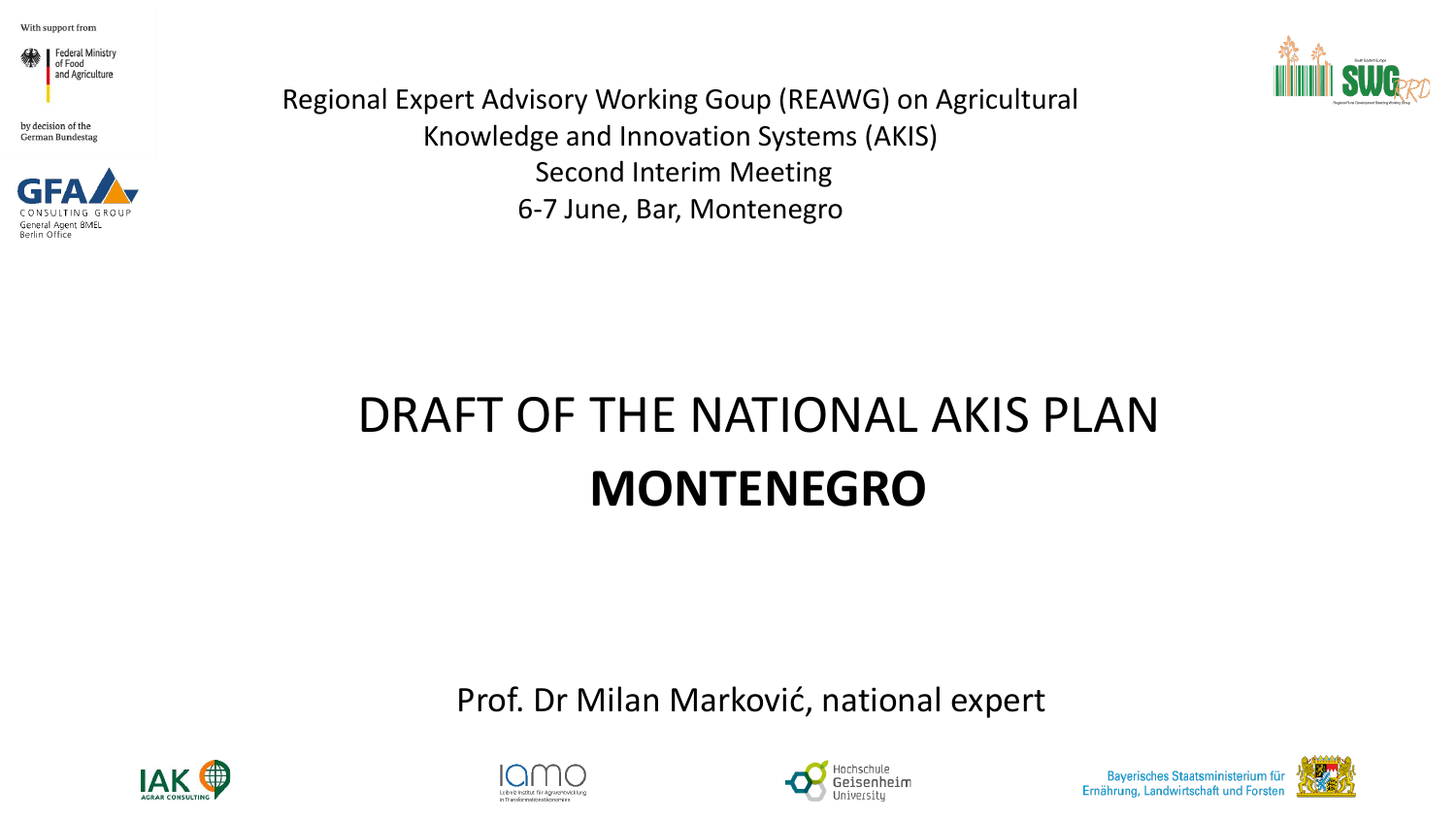With support from

Federal Ministry of Food and Agriculture

by decision of the German Bundestag

GFA CONSULTING GROUP
General Agent BMEL
Berlin Office

Regional Expert Advisory Working Goup (REAWG) on Agricultural Knowledge and Innovation Systems (AKIS)
Second Interim Meeting
6-7 June, Bar, Montenegro

# DRAFT OF THE NATIONAL AKIS PLAN
# **MONTENEGRO**

Prof. Dr Milan Marković, national expert

IAK AGRAR CONSULTING

IAMO Leibniz-Institut für Agrarentwicklung in Transformationsökonomien

Hochschule Geisenheim University

Bayerisches Staatsministerium für Ernährung, Landwirtschaft und Forsten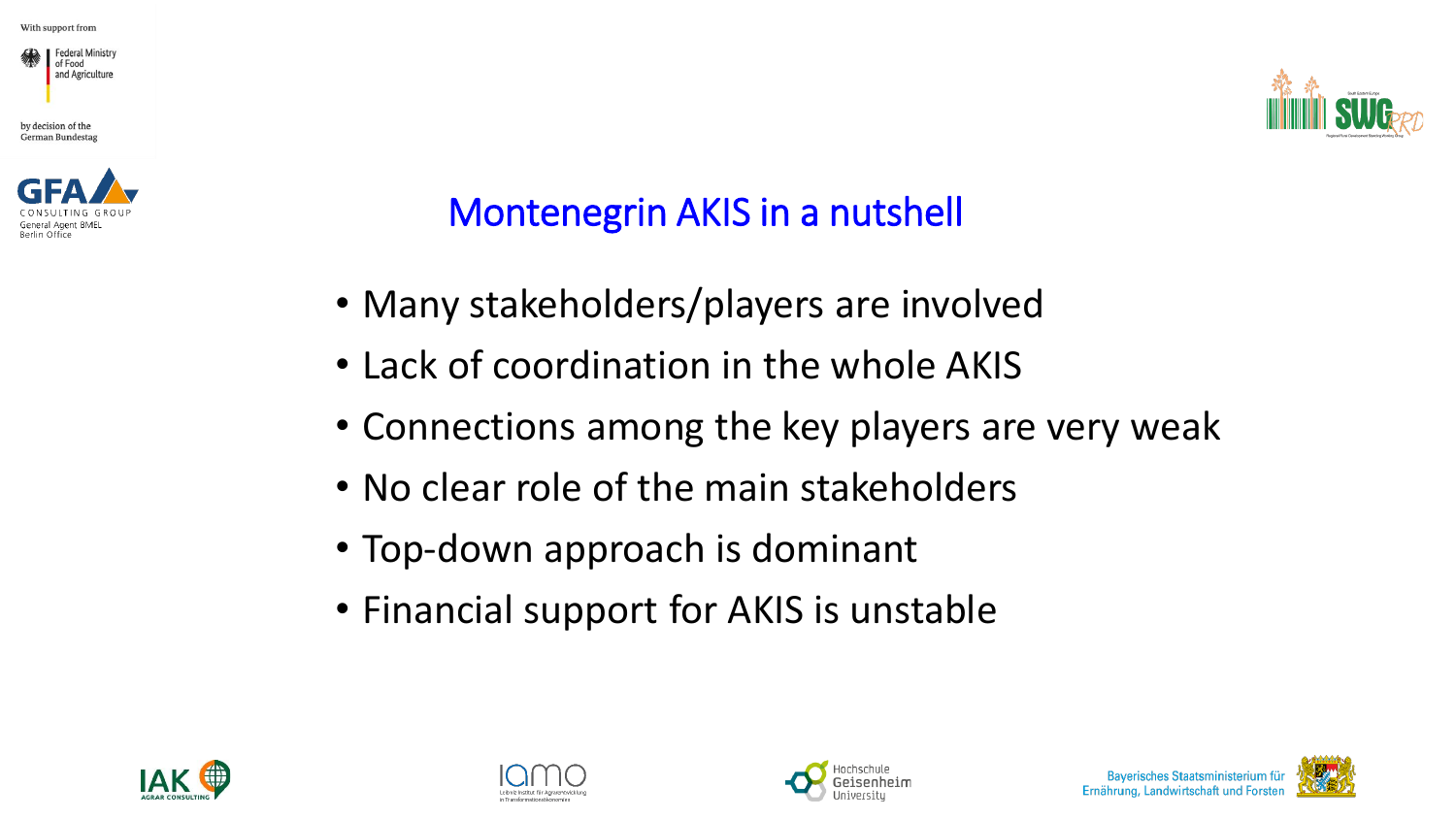# Montenegrin AKIS in a nutshell

- Many stakeholders/players are involved
- Lack of coordination in the whole AKIS
- Connections among the key players are very weak
- No clear role of the main stakeholders
- Top-down approach is dominant
- Financial support for AKIS is unstable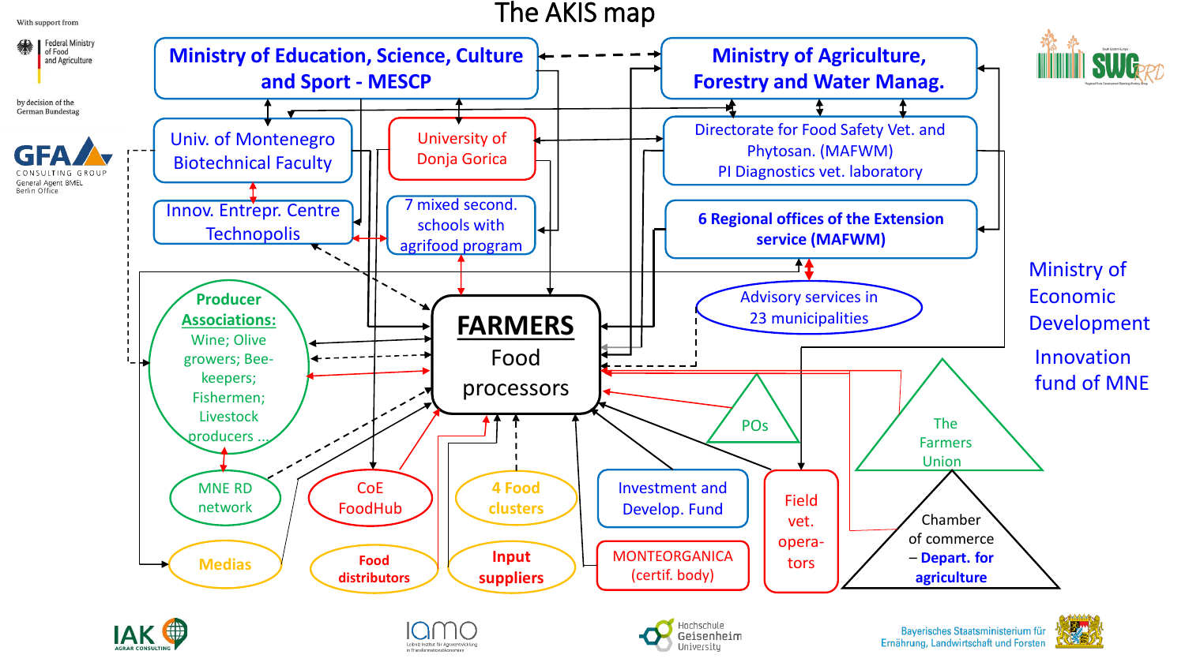# The AKIS map

With support from

Federal Ministry of Food and Agriculture

by decision of the German Bundestag

GFA CONSULTING GROUP
General Agent BMEL
Berlin Office

- Ministry of Education, Science, Culture and Sport - MESCP
- Ministry of Agriculture, Forestry and Water Manag.
- Univ. of Montenegro Biotechnical Faculty
- University of Donja Gorica
- Directorate for Food Safety Vet. and Phytosan. (MAFWM)
  PI Diagnostics vet. laboratory
- Innov. Entrepr. Centre Technopolis
- 7 mixed second. schools with agrifood program
- 6 Regional offices of the Extension service (MAFWM)
- Advisory services in 23 municipalities
- Producer Associations: Wine; Olive growers; Bee-keepers; Fishermen; Livestock producers ...
- **FARMERS** Food processors
- POs
- The Farmers Union
- Chamber of commerce – Depart. for agriculture
- MNE RD network
- CoE FoodHub
- 4 Food clusters
- Investment and Develop. Fund
- Field vet. opera-tors
- Medias
- Food distributors
- Input suppliers
- MONTEORGANICA (certif. body)

Ministry of Economic Development

Innovation fund of MNE

IAK AGRAR CONSULTING

IAMO

Hochschule Geisenheim University

Bayerisches Staatsministerium für Ernährung, Landwirtschaft und Forsten

SWG RRD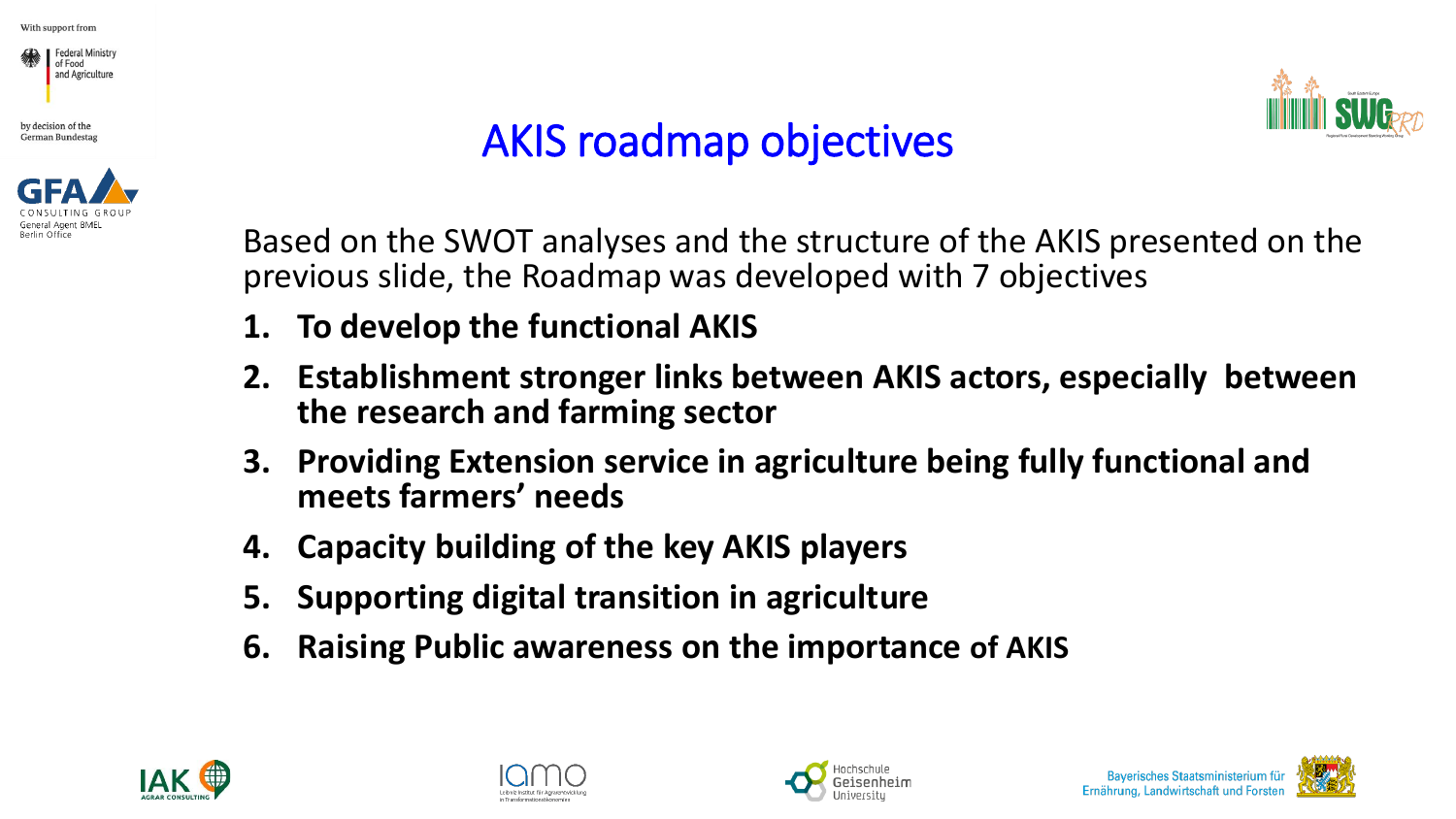# AKIS roadmap objectives

Based on the SWOT analyses and the structure of the AKIS presented on the previous slide, the Roadmap was developed with 7 objectives

1. **To develop the functional AKIS**
2. **Establishment stronger links between AKIS actors, especially between the research and farming sector**
3. **Providing Extension service in agriculture being fully functional and meets farmers' needs**
4. **Capacity building of the key AKIS players**
5. **Supporting digital transition in agriculture**
6. **Raising Public awareness on the importance of AKIS**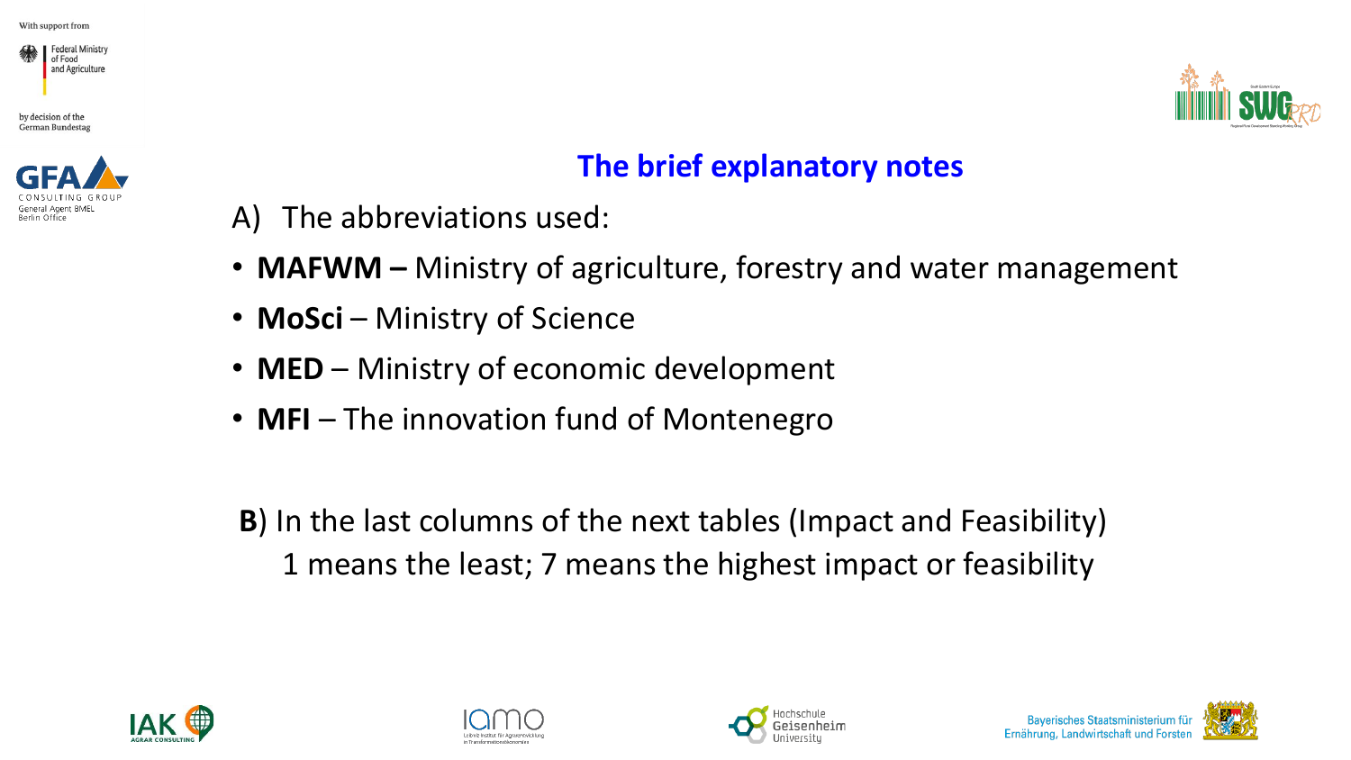## The brief explanatory notes

A) The abbreviations used:

- **MAFWM –** Ministry of agriculture, forestry and water management
- **MoSci** – Ministry of Science
- **MED** – Ministry of economic development
- **MFI** – The innovation fund of Montenegro

**B**) In the last columns of the next tables (Impact and Feasibility)
1 means the least; 7 means the highest impact or feasibility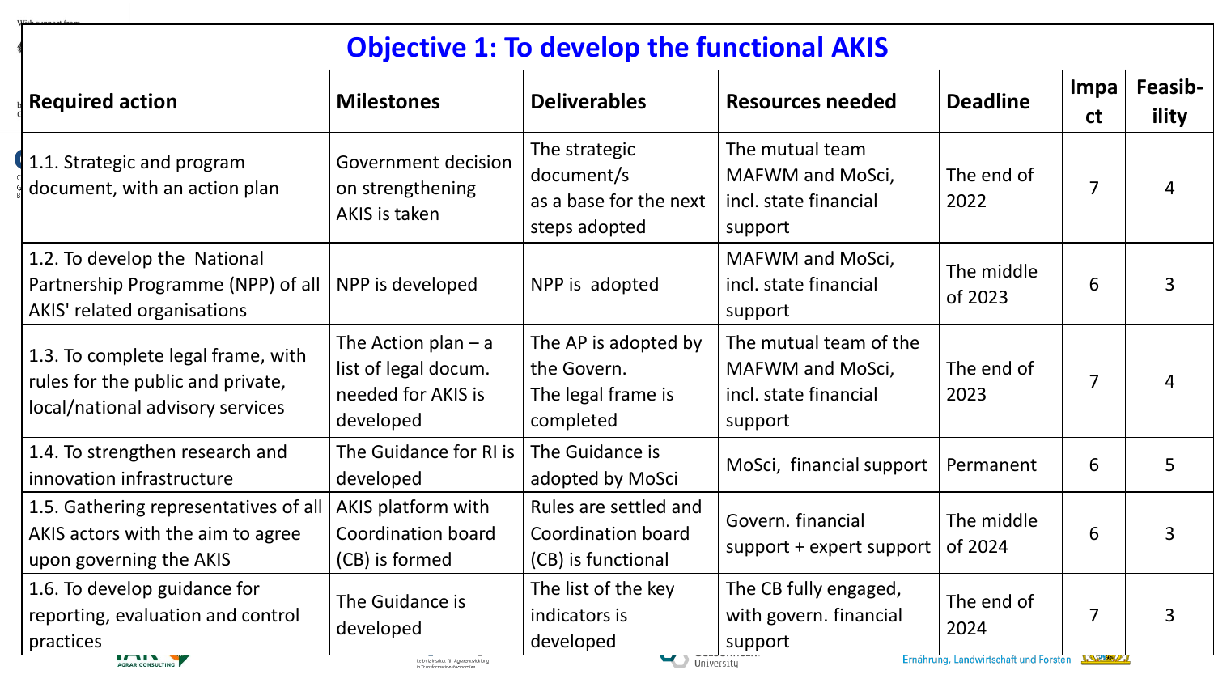# Objective 1: To develop the functional AKIS

| Required action | Milestones | Deliverables | Resources needed | Deadline | Impact | Feasib-ility |
|---|---|---|---|---|---|---|
| 1.1. Strategic and program document, with an action plan | Government decision on strengthening AKIS is taken | The strategic document/s as a base for the next steps adopted | The mutual team MAFWM and MoSci, incl. state financial support | The end of 2022 | 7 | 4 |
| 1.2. To develop the National Partnership Programme (NPP) of all AKIS' related organisations | NPP is developed | NPP is adopted | MAFWM and MoSci, incl. state financial support | The middle of 2023 | 6 | 3 |
| 1.3. To complete legal frame, with rules for the public and private, local/national advisory services | The Action plan – a list of legal docum. needed for AKIS is developed | The AP is adopted by the Govern. The legal frame is completed | The mutual team of the MAFWM and MoSci, incl. state financial support | The end of 2023 | 7 | 4 |
| 1.4. To strengthen research and innovation infrastructure | The Guidance for RI is developed | The Guidance is adopted by MoSci | MoSci, financial support | Permanent | 6 | 5 |
| 1.5. Gathering representatives of all AKIS actors with the aim to agree upon governing the AKIS | AKIS platform with Coordination board (CB) is formed | Rules are settled and Coordination board (CB) is functional | Govern. financial support + expert support | The middle of 2024 | 6 | 3 |
| 1.6. To develop guidance for reporting, evaluation and control practices | The Guidance is developed | The list of the key indicators is developed | The CB fully engaged, with govern. financial support | The end of 2024 | 7 | 3 |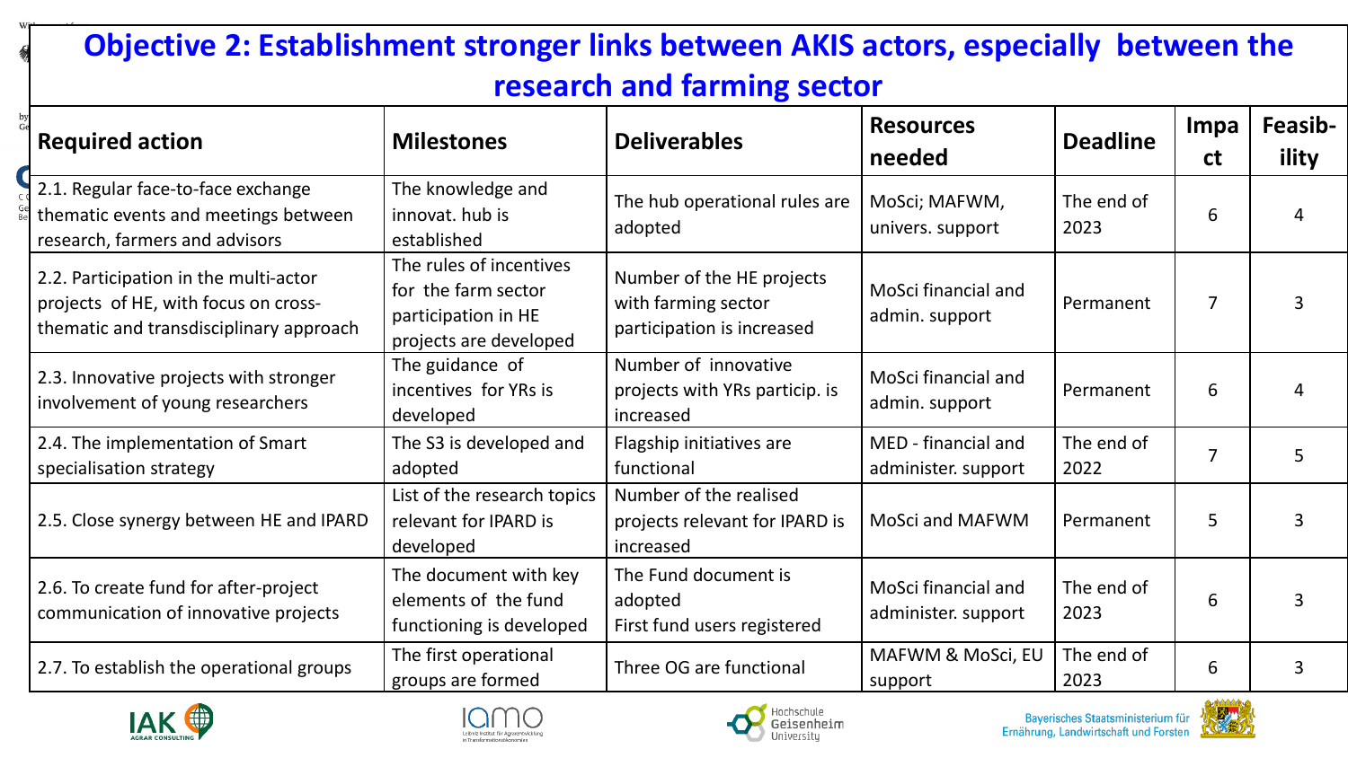# Objective 2: Establishment stronger links between AKIS actors, especially between the research and farming sector

| Required action | Milestones | Deliverables | Resources needed | Deadline | Impact | Feasib-ility |
|---|---|---|---|---|---|---|
| 2.1. Regular face-to-face exchange thematic events and meetings between research, farmers and advisors | The knowledge and innovat. hub is established | The hub operational rules are adopted | MoSci; MAFWM, univers. support | The end of 2023 | 6 | 4 |
| 2.2. Participation in the multi-actor projects of HE, with focus on cross-thematic and transdisciplinary approach | The rules of incentives for the farm sector participation in HE projects are developed | Number of the HE projects with farming sector participation is increased | MoSci financial and admin. support | Permanent | 7 | 3 |
| 2.3. Innovative projects with stronger involvement of young researchers | The guidance of incentives for YRs is developed | Number of innovative projects with YRs particip. is increased | MoSci financial and admin. support | Permanent | 6 | 4 |
| 2.4. The implementation of Smart specialisation strategy | The S3 is developed and adopted | Flagship initiatives are functional | MED - financial and administer. support | The end of 2022 | 7 | 5 |
| 2.5. Close synergy between HE and IPARD | List of the research topics relevant for IPARD is developed | Number of the realised projects relevant for IPARD is increased | MoSci and MAFWM | Permanent | 5 | 3 |
| 2.6. To create fund for after-project communication of innovative projects | The document with key elements of the fund functioning is developed | The Fund document is adopted<br>First fund users registered | MoSci financial and administer. support | The end of 2023 | 6 | 3 |
| 2.7. To establish the operational groups | The first operational groups are formed | Three OG are functional | MAFWM & MoSci, EU support | The end of 2023 | 6 | 3 |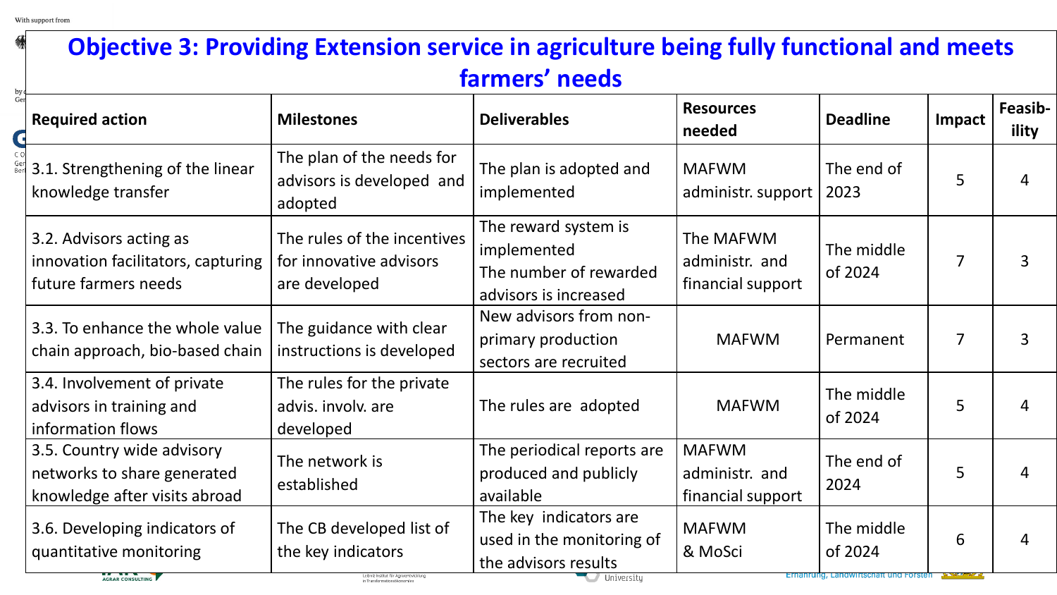# Objective 3: Providing Extension service in agriculture being fully functional and meets farmers' needs

| Required action | Milestones | Deliverables | Resources needed | Deadline | Impact | Feasib-ility |
|---|---|---|---|---|---|---|
| 3.1. Strengthening of the linear knowledge transfer | The plan of the needs for advisors is developed and adopted | The plan is adopted and implemented | MAFWM administr. support | The end of 2023 | 5 | 4 |
| 3.2. Advisors acting as innovation facilitators, capturing future farmers needs | The rules of the incentives for innovative advisors are developed | The reward system is implemented<br>The number of rewarded advisors is increased | The MAFWM administr. and financial support | The middle of 2024 | 7 | 3 |
| 3.3. To enhance the whole value chain approach, bio-based chain | The guidance with clear instructions is developed | New advisors from non-primary production sectors are recruited | MAFWM | Permanent | 7 | 3 |
| 3.4. Involvement of private advisors in training and information flows | The rules for the private advis. involv. are developed | The rules are adopted | MAFWM | The middle of 2024 | 5 | 4 |
| 3.5. Country wide advisory networks to share generated knowledge after visits abroad | The network is established | The periodical reports are produced and publicly available | MAFWM administr. and financial support | The end of 2024 | 5 | 4 |
| 3.6. Developing indicators of quantitative monitoring | The CB developed list of the key indicators | The key indicators are used in the monitoring of the advisors results | MAFWM & MoSci | The middle of 2024 | 6 | 4 |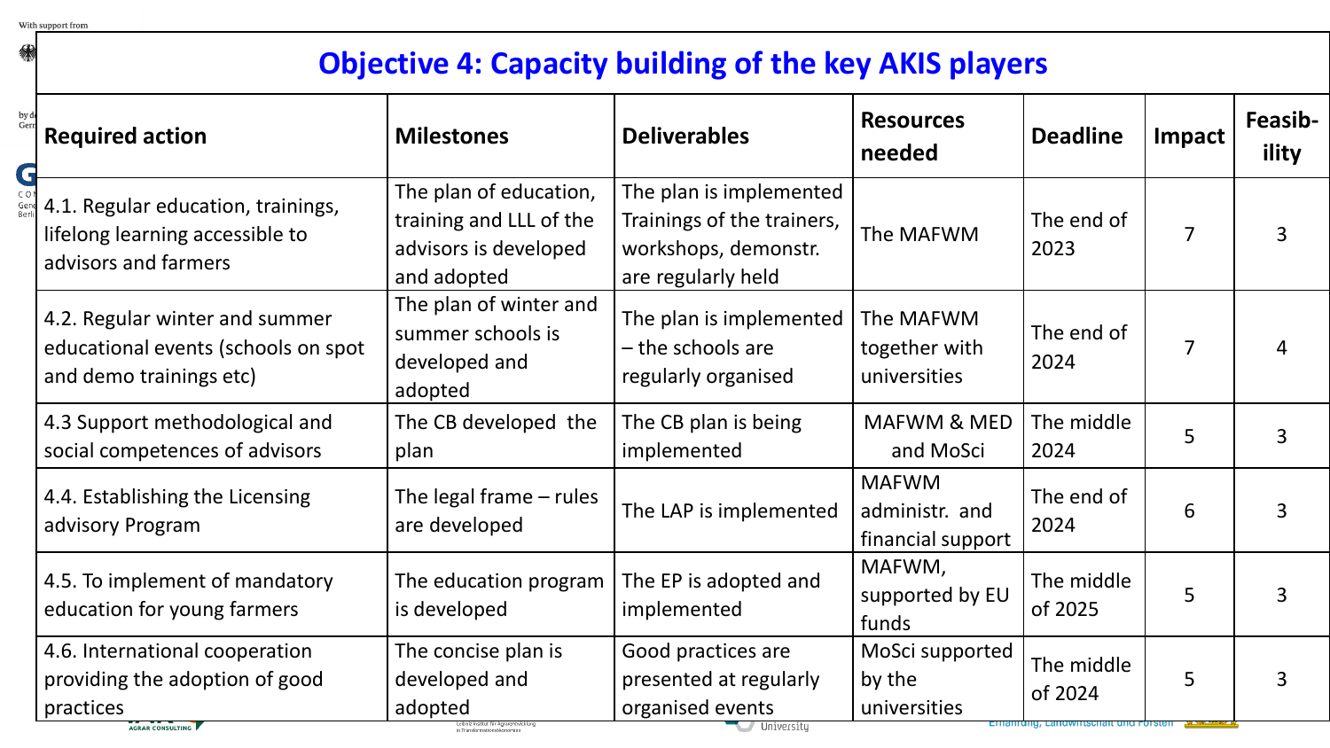# Objective 4: Capacity building of the key AKIS players

| Required action | Milestones | Deliverables | Resources needed | Deadline | Impact | Feasib-ility |
|---|---|---|---|---|---|---|
| 4.1. Regular education, trainings, lifelong learning accessible to advisors and farmers | The plan of education, training and LLL of the advisors is developed and adopted | The plan is implemented Trainings of the trainers, workshops, demonstr. are regularly held | The MAFWM | The end of 2023 | 7 | 3 |
| 4.2. Regular winter and summer educational events (schools on spot and demo trainings etc) | The plan of winter and summer schools is developed and adopted | The plan is implemented – the schools are regularly organised | The MAFWM together with universities | The end of 2024 | 7 | 4 |
| 4.3 Support methodological and social competences of advisors | The CB developed the plan | The CB plan is being implemented | MAFWM & MED and MoSci | The middle 2024 | 5 | 3 |
| 4.4. Establishing the Licensing advisory Program | The legal frame – rules are developed | The LAP is implemented | MAFWM administr. and financial support | The end of 2024 | 6 | 3 |
| 4.5. To implement of mandatory education for young farmers | The education program is developed | The EP is adopted and implemented | MAFWM, supported by EU funds | The middle of 2025 | 5 | 3 |
| 4.6. International cooperation providing the adoption of good practices | The concise plan is developed and adopted | Good practices are presented at regularly organised events | MoSci supported by the universities | The middle of 2024 | 5 | 3 |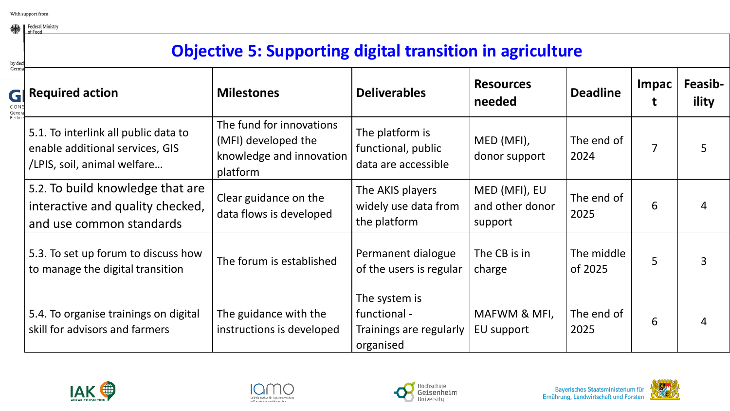# Objective 5: Supporting digital transition in agriculture

| Required action | Milestones | Deliverables | Resources needed | Deadline | Impact | Feasib-ility |
|---|---|---|---|---|---|---|
| 5.1. To interlink all public data to enable additional services, GIS /LPIS, soil, animal welfare… | The fund for innovations (MFI) developed the knowledge and innovation platform | The platform is functional, public data are accessible | MED (MFI), donor support | The end of 2024 | 7 | 5 |
| 5.2. To build knowledge that are interactive and quality checked, and use common standards | Clear guidance on the data flows is developed | The AKIS players widely use data from the platform | MED (MFI), EU and other donor support | The end of 2025 | 6 | 4 |
| 5.3. To set up forum to discuss how to manage the digital transition | The forum is established | Permanent dialogue of the users is regular | The CB is in charge | The middle of 2025 | 5 | 3 |
| 5.4. To organise trainings on digital skill for advisors and farmers | The guidance with the instructions is developed | The system is functional - Trainings are regularly organised | MAFWM & MFI, EU support | The end of 2025 | 6 | 4 |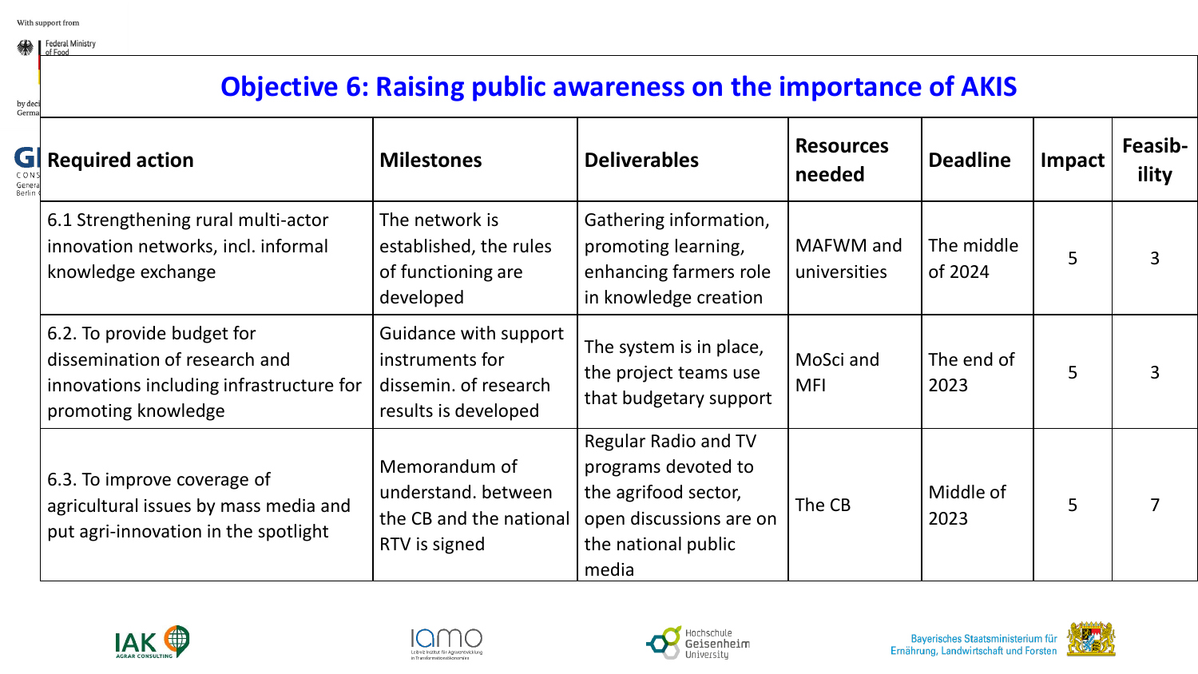# Objective 6: Raising public awareness on the importance of AKIS

| Required action | Milestones | Deliverables | Resources needed | Deadline | Impact | Feasib-ility |
|---|---|---|---|---|---|---|
| 6.1 Strengthening rural multi-actor innovation networks, incl. informal knowledge exchange | The network is established, the rules of functioning are developed | Gathering information, promoting learning, enhancing farmers role in knowledge creation | MAFWM and universities | The middle of 2024 | 5 | 3 |
| 6.2. To provide budget for dissemination of research and innovations including infrastructure for promoting knowledge | Guidance with support instruments for dissemin. of research results is developed | The system is in place, the project teams use that budgetary support | MoSci and MFI | The end of 2023 | 5 | 3 |
| 6.3. To improve coverage of agricultural issues by mass media and put agri-innovation in the spotlight | Memorandum of understand. between the CB and the national RTV is signed | Regular Radio and TV programs devoted to the agrifood sector, open discussions are on the national public media | The CB | Middle of 2023 | 5 | 7 |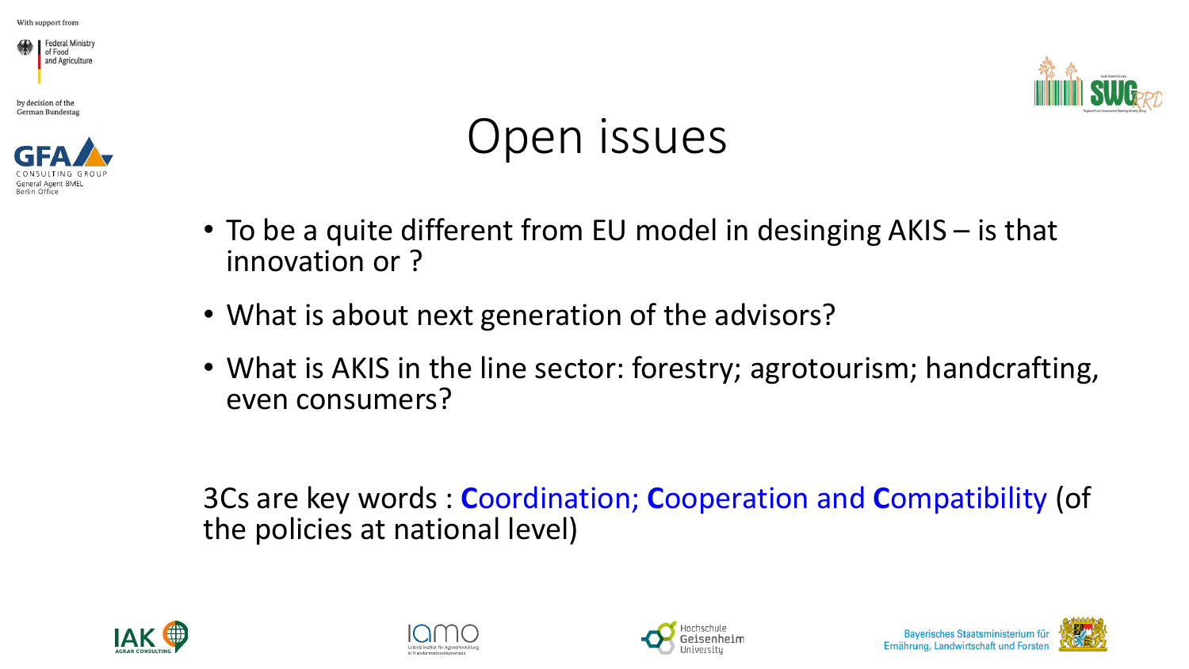# Open issues

- To be a quite different from EU model in desinging AKIS – is that innovation or ?
- What is about next generation of the advisors?
- What is AKIS in the line sector: forestry; agrotourism; handcrafting, even consumers?

3Cs are key words : **C**oordination; **C**ooperation and **C**ompatibility (of the policies at national level)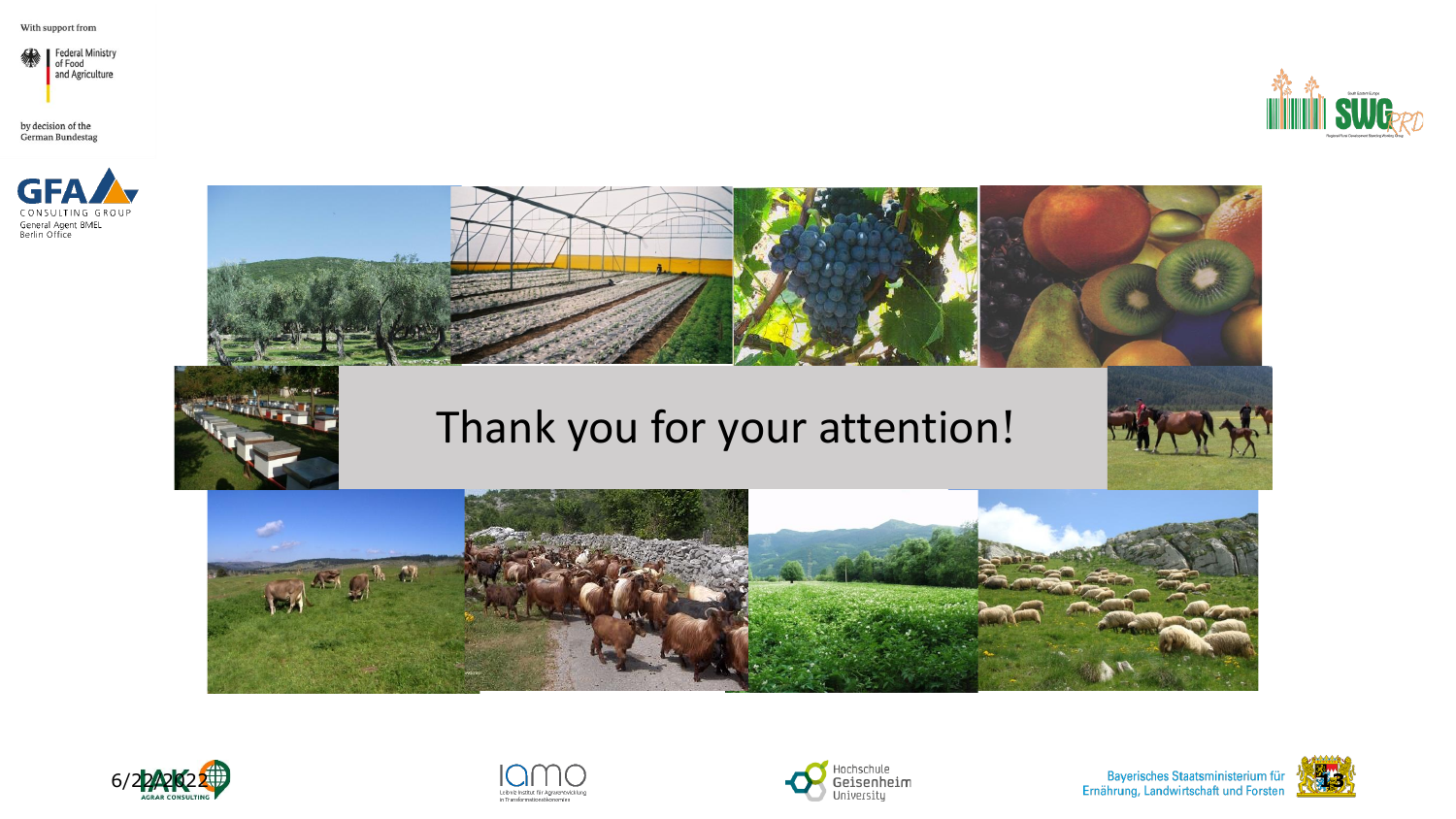With support from

Federal Ministry of Food and Agriculture

by decision of the German Bundestag

GFA CONSULTING GROUP
General Agent BMEL
Berlin Office

# Thank you for your attention!

IAK AGRAR CONSULTING

IAMO Leibniz-Institut für Agrarentwicklung in Transformationsökonomien

Hochschule Geisenheim University

Bayerisches Staatsministerium für Ernährung, Landwirtschaft und Forsten